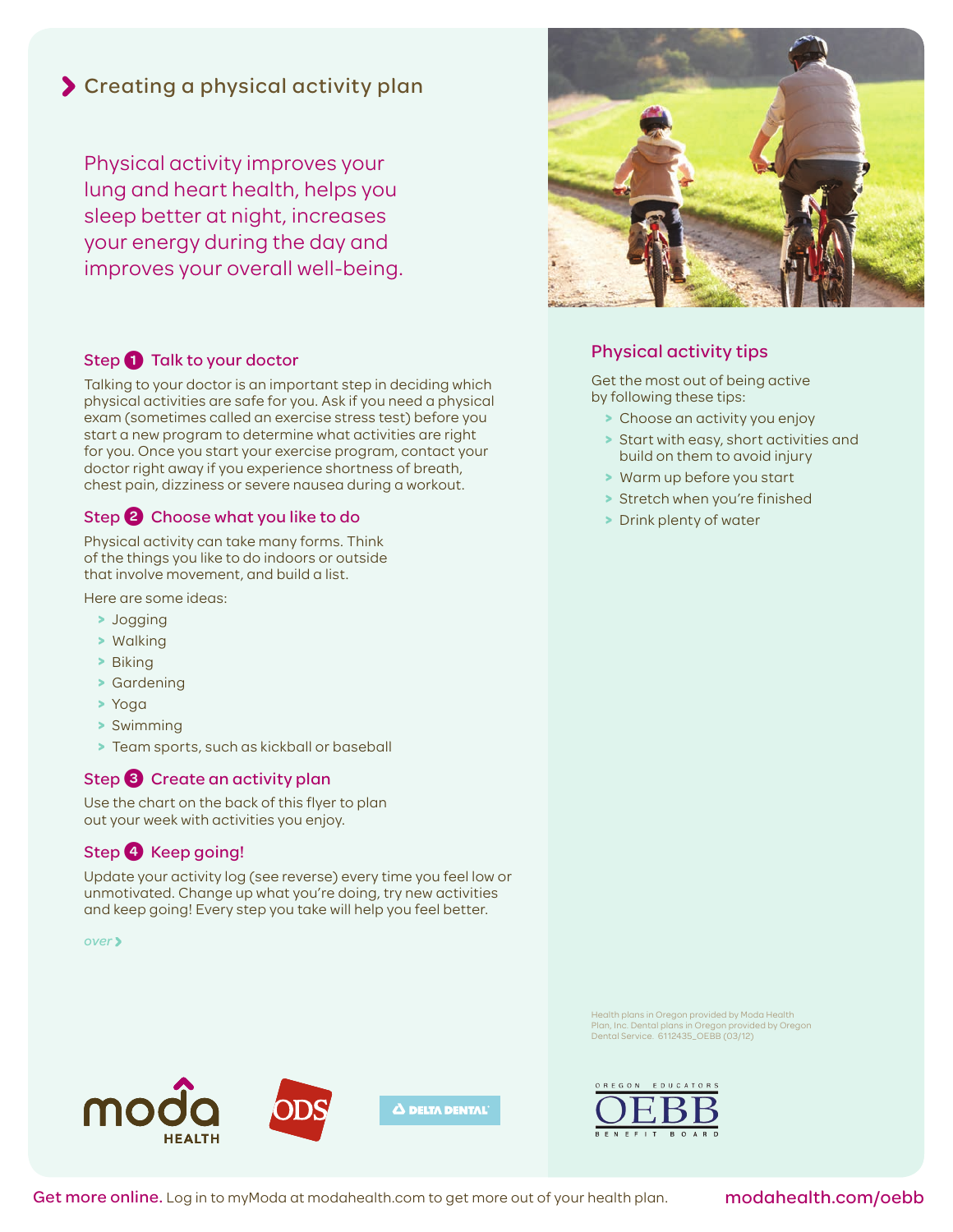# Creating a physical activity plan

Physical activity improves your lung and heart health, helps you sleep better at night, increases your energy during the day and improves your overall well-being.

## Step 1 Talk to your doctor

Talking to your doctor is an important step in deciding which physical activities are safe for you. Ask if you need a physical exam (sometimes called an exercise stress test) before you start a new program to determine what activities are right for you. Once you start your exercise program, contact your doctor right away if you experience shortness of breath, chest pain, dizziness or severe nausea during a workout.

## Step 2 Choose what you like to do

Physical activity can take many forms. Think of the things you like to do indoors or outside that involve movement, and build a list.

Here are some ideas:

- Jogging
- Walking
- Biking
- Gardening
- Yoga
- Swimming
- Team sports, such as kickball or baseball

## Step 3 Create an activity plan

Use the chart on the back of this flyer to plan out your week with activities you enjoy.

## Step 4 Keep going!

Update your activity log (see reverse) every time you feel low or unmotivated. Change up what you're doing, try new activities and keep going! Every step you take will help you feel better.

*over* >

## Physical activity tips

Get the most out of being active by following these tips:

- Choose an activity you enjoy
- Start with easy, short activities and build on them to avoid injury
- Warm up before you start
- Stretch when you're finished
- Drink plenty of water

Health plans in Oregon provided by Moda Health Plan, Inc. Dental plans in Oregon provided by Oregon Dental Service. 6112435_OEBB (03/12)

moda HEALTH ODS DELTA DENTAL OREGON EDUCATORS OEBB BENEFIT BOARD

**Get more online.** Log in to myModa at modahealth.com to get more out of your health plan. **modahealth.com/oebb**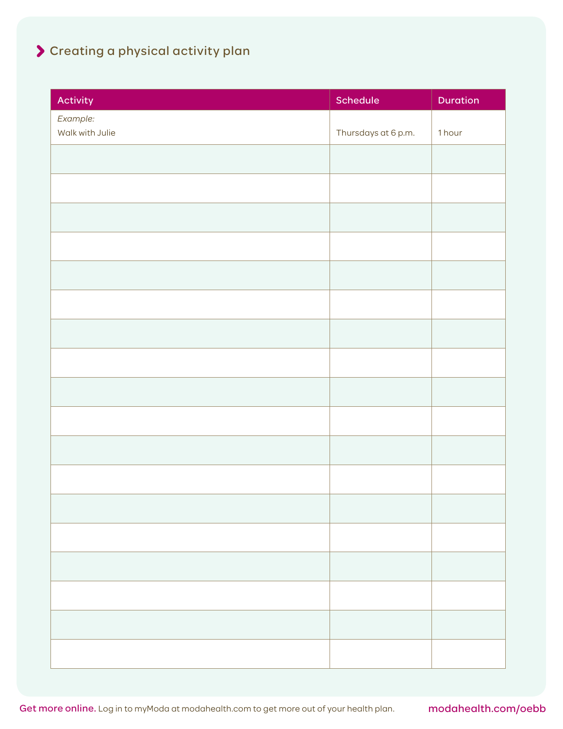## Creating a physical activity plan

| Activity | Schedule | Duration |
| --- | --- | --- |
| *Example:*<br>Walk with Julie | Thursdays at 6 p.m. | 1 hour |
| | | |
| | | |
| | | |
| | | |
| | | |
| | | |
| | | |
| | | |
| | | |
| | | |
| | | |
| | | |
| | | |
| | | |
| | | |
| | | |
| | | |
| | | |

**Get more online.** Log in to myModa at modahealth.com to get more out of your health plan.

**modahealth.com/oebb**